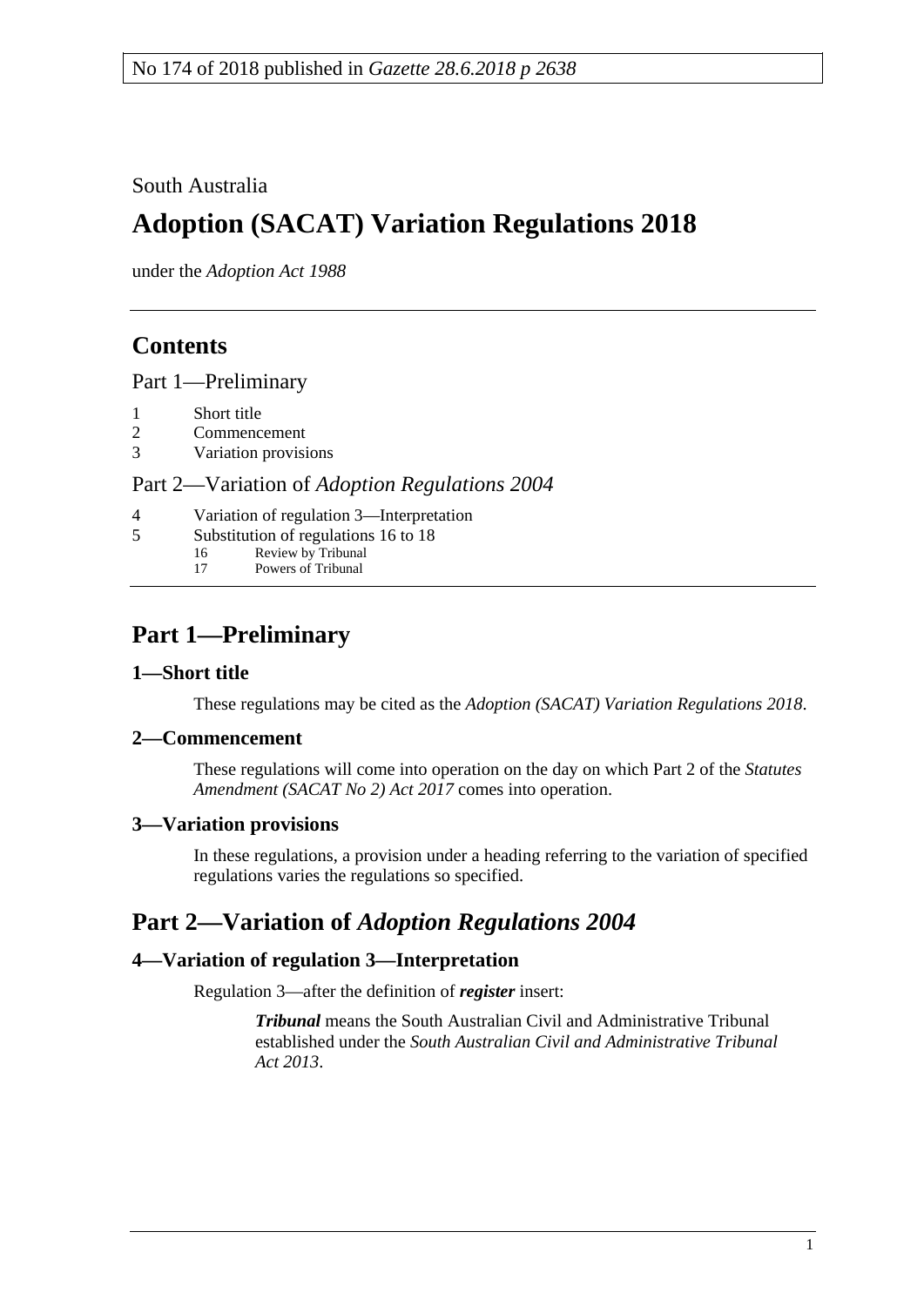No 174 of 2018 published in *Gazette 28.6.2018 p 2638*

South Australia

# Adoption (SACAT) Variation Regulations 2018

under the *Adoption Act 1988*

## Contents

Part 1—Preliminary

1 Short title
2 Commencement
3 Variation provisions

Part 2—Variation of *Adoption Regulations 2004*

4 Variation of regulation 3—Interpretation
5 Substitution of regulations 16 to 18
 16 Review by Tribunal
 17 Powers of Tribunal

## Part 1—Preliminary

### 1—Short title

These regulations may be cited as the *Adoption (SACAT) Variation Regulations 2018*.

### 2—Commencement

These regulations will come into operation on the day on which Part 2 of the *Statutes Amendment (SACAT No 2) Act 2017* comes into operation.

### 3—Variation provisions

In these regulations, a provision under a heading referring to the variation of specified regulations varies the regulations so specified.

## Part 2—Variation of *Adoption Regulations 2004*

### 4—Variation of regulation 3—Interpretation

Regulation 3—after the definition of ***register*** insert:

> ***Tribunal*** means the South Australian Civil and Administrative Tribunal established under the *South Australian Civil and Administrative Tribunal Act 2013*.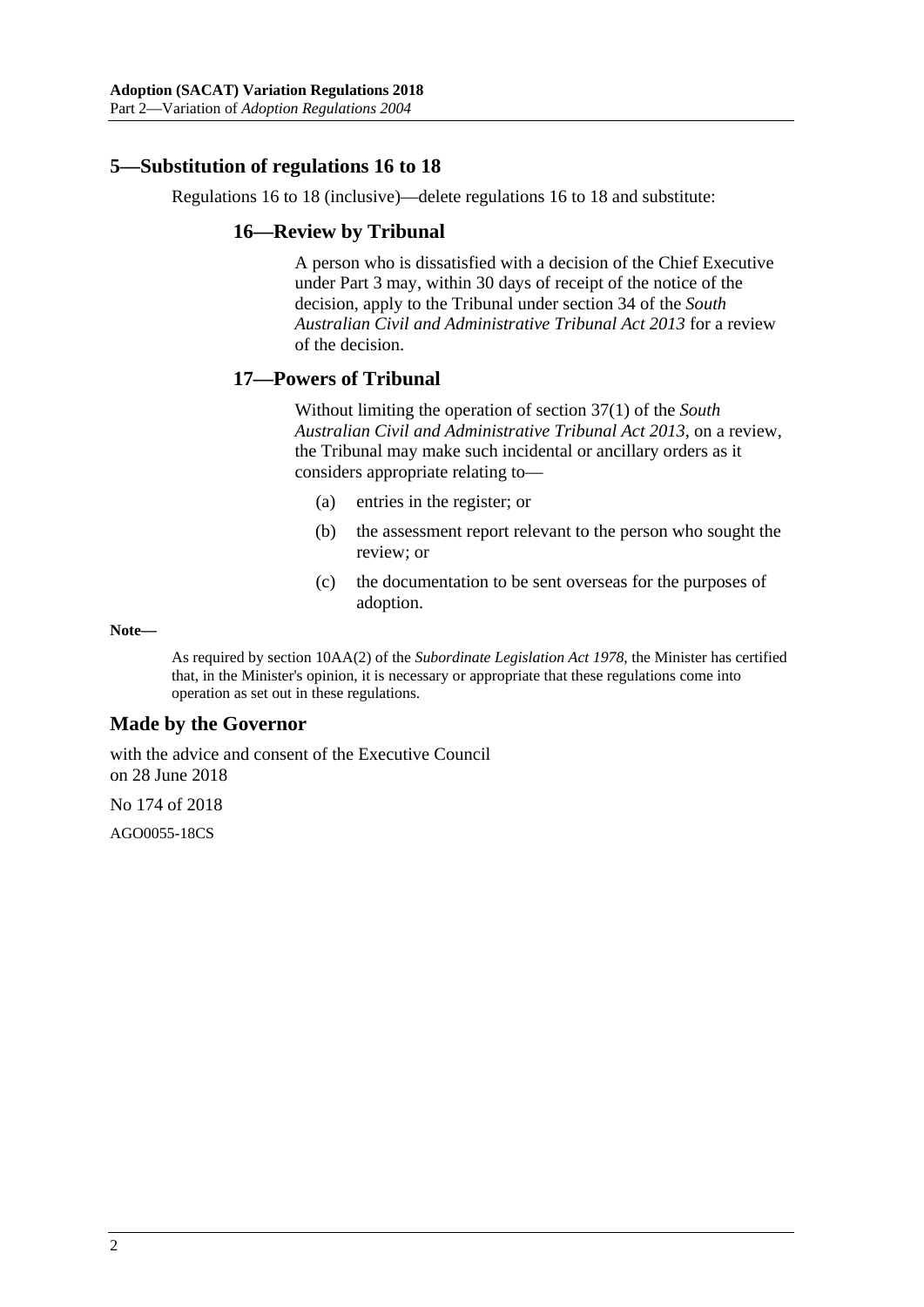## 5—Substitution of regulations 16 to 18

Regulations 16 to 18 (inclusive)—delete regulations 16 to 18 and substitute:

### 16—Review by Tribunal

A person who is dissatisfied with a decision of the Chief Executive under Part 3 may, within 30 days of receipt of the notice of the decision, apply to the Tribunal under section 34 of the *South Australian Civil and Administrative Tribunal Act 2013* for a review of the decision.

### 17—Powers of Tribunal

Without limiting the operation of section 37(1) of the *South Australian Civil and Administrative Tribunal Act 2013*, on a review, the Tribunal may make such incidental or ancillary orders as it considers appropriate relating to—

(a) entries in the register; or

(b) the assessment report relevant to the person who sought the review; or

(c) the documentation to be sent overseas for the purposes of adoption.

**Note—**

As required by section 10AA(2) of the *Subordinate Legislation Act 1978*, the Minister has certified that, in the Minister's opinion, it is necessary or appropriate that these regulations come into operation as set out in these regulations.

## Made by the Governor

with the advice and consent of the Executive Council on 28 June 2018

No 174 of 2018

AGO0055-18CS